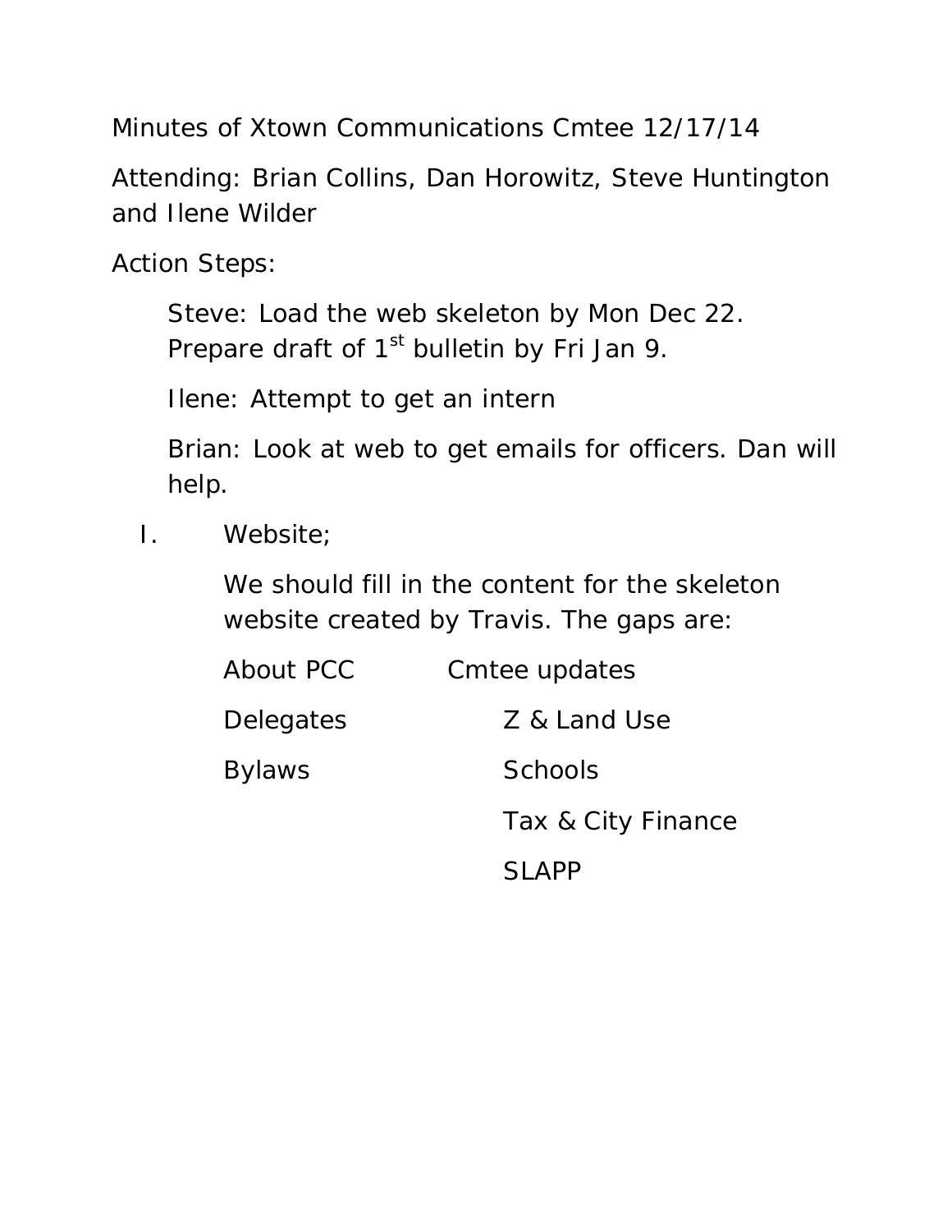Minutes of Xtown Communications Cmtee 12/17/14

Attending: Brian Collins, Dan Horowitz, Steve Huntington and Ilene Wilder

Action Steps:

> Steve: Load the web skeleton by Mon Dec 22. Prepare draft of 1st bulletin by Fri Jan 9.
>
> Ilene: Attempt to get an intern
>
> Brian: Look at web to get emails for officers. Dan will help.

I. Website;

We should fill in the content for the skeleton website created by Travis. The gaps are:

| | |
|---|---|
| About PCC | Cmtee updates |
| Delegates | Z & Land Use |
| Bylaws | Schools |
| | Tax & City Finance |
| | SLAPP |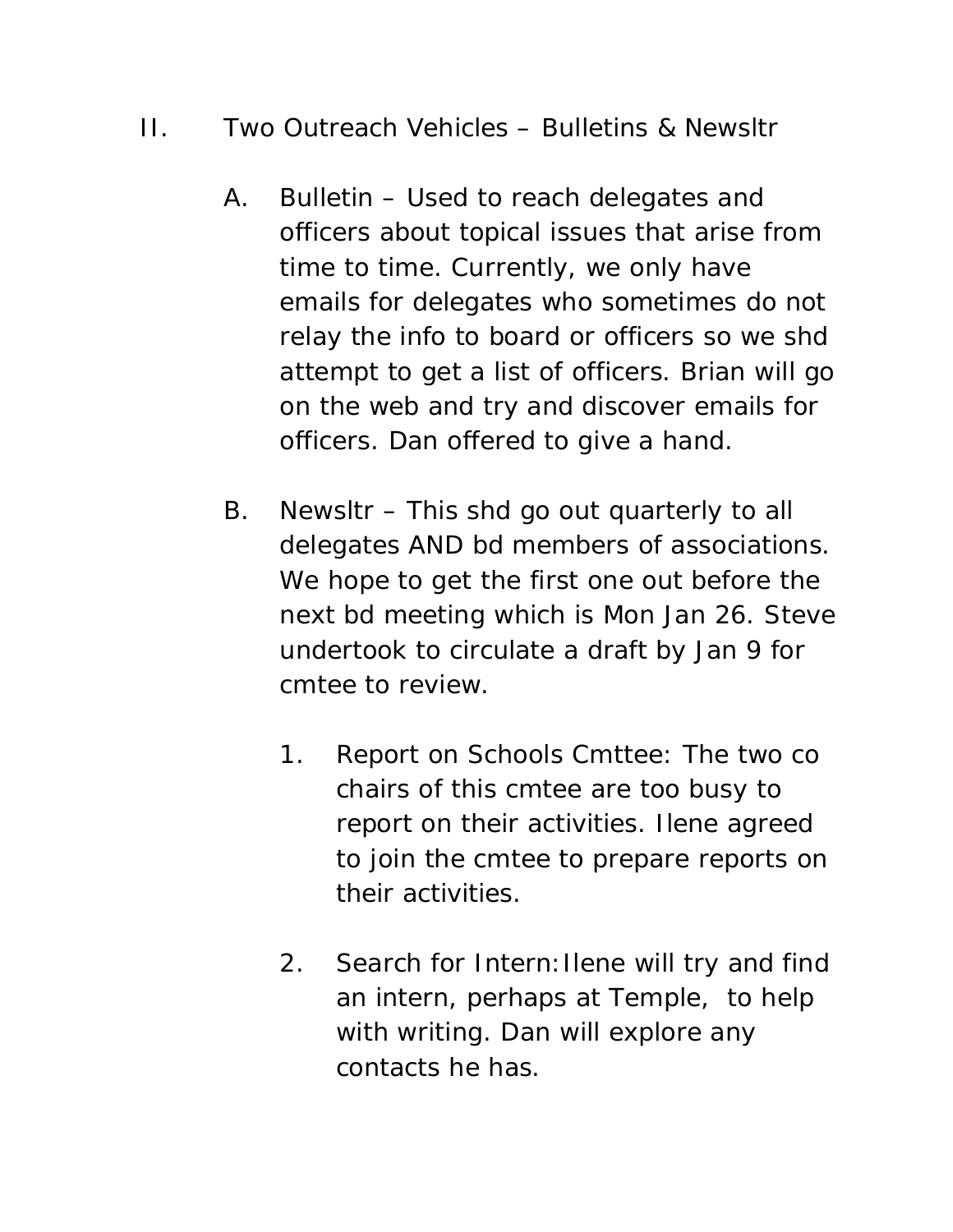II. Two Outreach Vehicles – Bulletins & Newsltr

A. Bulletin – Used to reach delegates and officers about topical issues that arise from time to time. Currently, we only have emails for delegates who sometimes do not relay the info to board or officers so we shd attempt to get a list of officers. Brian will go on the web and try and discover emails for officers. Dan offered to give a hand.

B. Newsltr – This shd go out quarterly to all delegates AND bd members of associations. We hope to get the first one out before the next bd meeting which is Mon Jan 26. Steve undertook to circulate a draft by Jan 9 for cmtee to review.

1. Report on Schools Cmttee: The two co chairs of this cmtee are too busy to report on their activities. Ilene agreed to join the cmtee to prepare reports on their activities.

2. Search for Intern: Ilene will try and find an intern, perhaps at Temple, to help with writing. Dan will explore any contacts he has.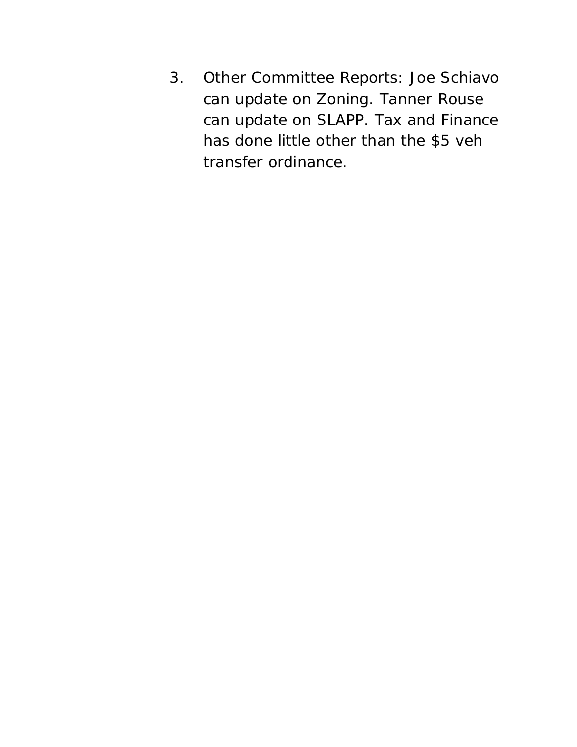3. Other Committee Reports: Joe Schiavo can update on Zoning. Tanner Rouse can update on SLAPP. Tax and Finance has done little other than the $5 veh transfer ordinance.